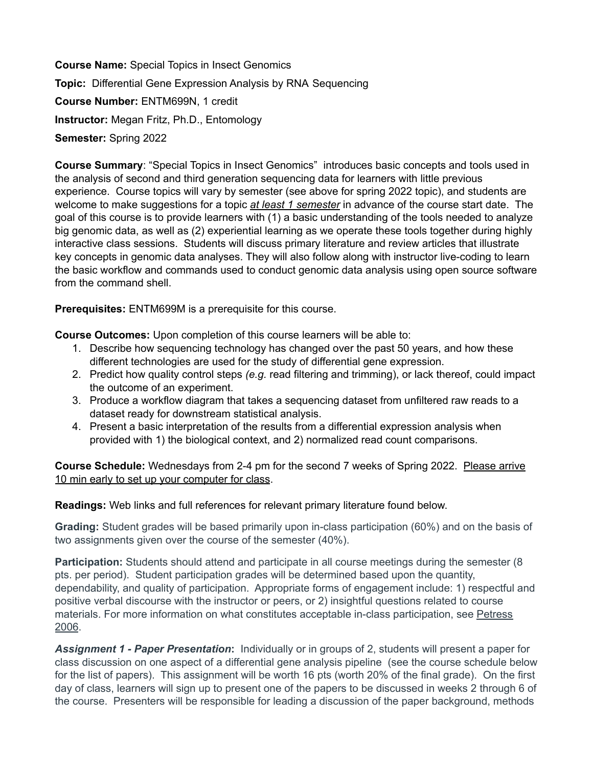**Course Name:** Special Topics in Insect Genomics

**Topic:** Differential Gene Expression Analysis by RNA Sequencing

**Course Number:** ENTM699N, 1 credit

**Instructor:** Megan Fritz, Ph.D., Entomology

**Semester:** Spring 2022

**Course Summary**: "Special Topics in Insect Genomics" introduces basic concepts and tools used in the analysis of second and third generation sequencing data for learners with little previous experience. Course topics will vary by semester (see above for spring 2022 topic), and students are welcome to make suggestions for a topic ***at least 1 semester*** in advance of the course start date. The goal of this course is to provide learners with (1) a basic understanding of the tools needed to analyze big genomic data, as well as (2) experiential learning as we operate these tools together during highly interactive class sessions. Students will discuss primary literature and review articles that illustrate key concepts in genomic data analyses. They will also follow along with instructor live-coding to learn the basic workflow and commands used to conduct genomic data analysis using open source software from the command shell.

**Prerequisites:** ENTM699M is a prerequisite for this course.

**Course Outcomes:** Upon completion of this course learners will be able to:

1. Describe how sequencing technology has changed over the past 50 years, and how these different technologies are used for the study of differential gene expression.
2. Predict how quality control steps *(e.g.* read filtering and trimming), or lack thereof, could impact the outcome of an experiment.
3. Produce a workflow diagram that takes a sequencing dataset from unfiltered raw reads to a dataset ready for downstream statistical analysis.
4. Present a basic interpretation of the results from a differential expression analysis when provided with 1) the biological context, and 2) normalized read count comparisons.

**Course Schedule:** Wednesdays from 2-4 pm for the second 7 weeks of Spring 2022. Please arrive 10 min early to set up your computer for class.

**Readings:** Web links and full references for relevant primary literature found below.

**Grading:** Student grades will be based primarily upon in-class participation (60%) and on the basis of two assignments given over the course of the semester (40%).

**Participation:** Students should attend and participate in all course meetings during the semester (8 pts. per period). Student participation grades will be determined based upon the quantity, dependability, and quality of participation. Appropriate forms of engagement include: 1) respectful and positive verbal discourse with the instructor or peers, or 2) insightful questions related to course materials. For more information on what constitutes acceptable in-class participation, see Petress 2006.

***Assignment 1 - Paper Presentation*:** Individually or in groups of 2, students will present a paper for class discussion on one aspect of a differential gene analysis pipeline (see the course schedule below for the list of papers). This assignment will be worth 16 pts (worth 20% of the final grade). On the first day of class, learners will sign up to present one of the papers to be discussed in weeks 2 through 6 of the course. Presenters will be responsible for leading a discussion of the paper background, methods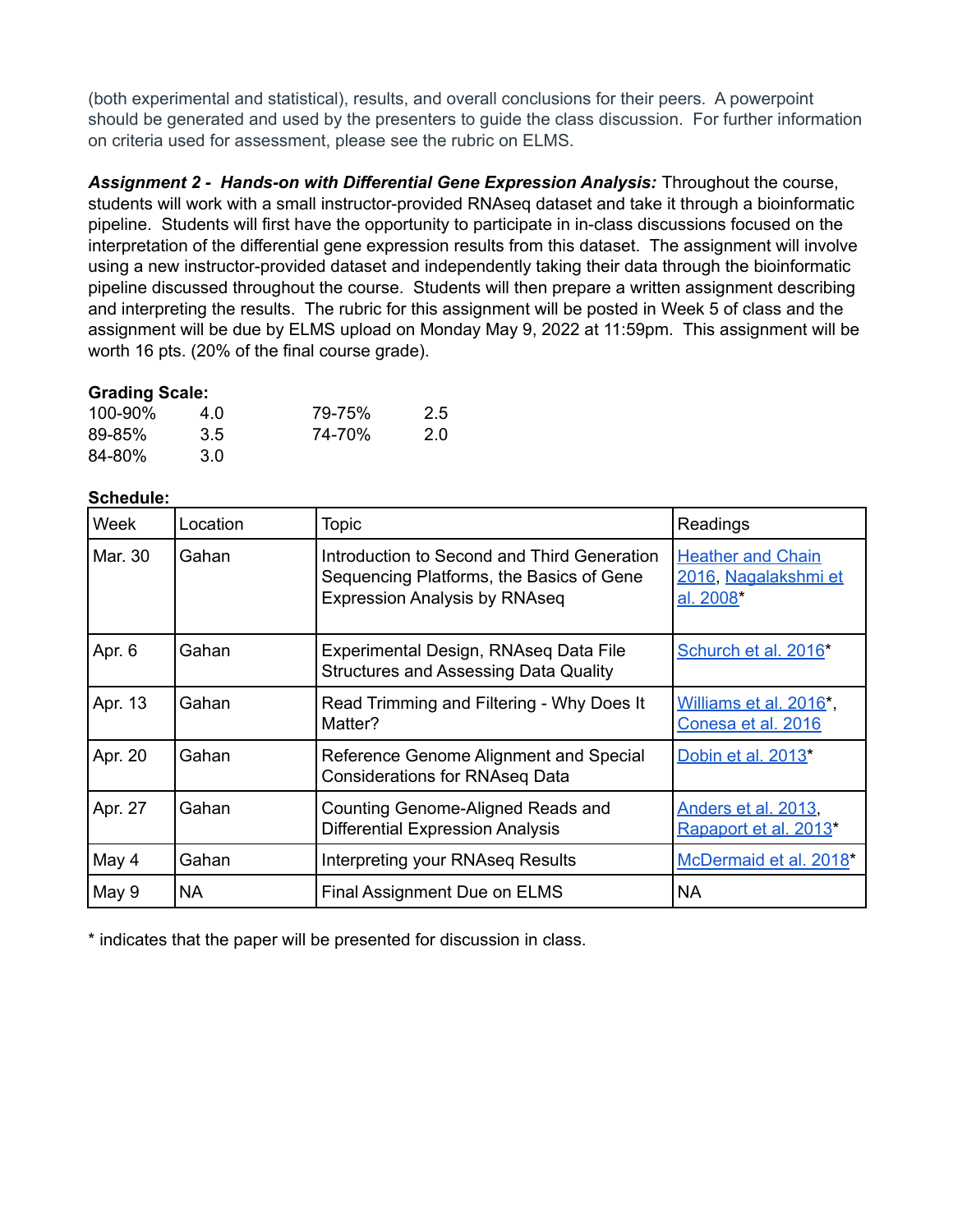(both experimental and statistical), results, and overall conclusions for their peers. A powerpoint should be generated and used by the presenters to guide the class discussion. For further information on criteria used for assessment, please see the rubric on ELMS.

***Assignment 2 - Hands-on with Differential Gene Expression Analysis:*** Throughout the course, students will work with a small instructor-provided RNAseq dataset and take it through a bioinformatic pipeline. Students will first have the opportunity to participate in in-class discussions focused on the interpretation of the differential gene expression results from this dataset. The assignment will involve using a new instructor-provided dataset and independently taking their data through the bioinformatic pipeline discussed throughout the course. Students will then prepare a written assignment describing and interpreting the results. The rubric for this assignment will be posted in Week 5 of class and the assignment will be due by ELMS upload on Monday May 9, 2022 at 11:59pm. This assignment will be worth 16 pts. (20% of the final course grade).

**Grading Scale:**

| | | | |
|---|---|---|---|
| 100-90% | 4.0 | 79-75% | 2.5 |
| 89-85% | 3.5 | 74-70% | 2.0 |
| 84-80% | 3.0 | | |

**Schedule:**

| Week | Location | Topic | Readings |
|---|---|---|---|
| Mar. 30 | Gahan | Introduction to Second and Third Generation Sequencing Platforms, the Basics of Gene Expression Analysis by RNAseq | Heather and Chain 2016, Nagalakshmi et al. 2008* |
| Apr. 6 | Gahan | Experimental Design, RNAseq Data File Structures and Assessing Data Quality | Schurch et al. 2016* |
| Apr. 13 | Gahan | Read Trimming and Filtering - Why Does It Matter? | Williams et al. 2016*, Conesa et al. 2016 |
| Apr. 20 | Gahan | Reference Genome Alignment and Special Considerations for RNAseq Data | Dobin et al. 2013* |
| Apr. 27 | Gahan | Counting Genome-Aligned Reads and Differential Expression Analysis | Anders et al. 2013, Rapaport et al. 2013* |
| May 4 | Gahan | Interpreting your RNAseq Results | McDermaid et al. 2018* |
| May 9 | NA | Final Assignment Due on ELMS | NA |

* indicates that the paper will be presented for discussion in class.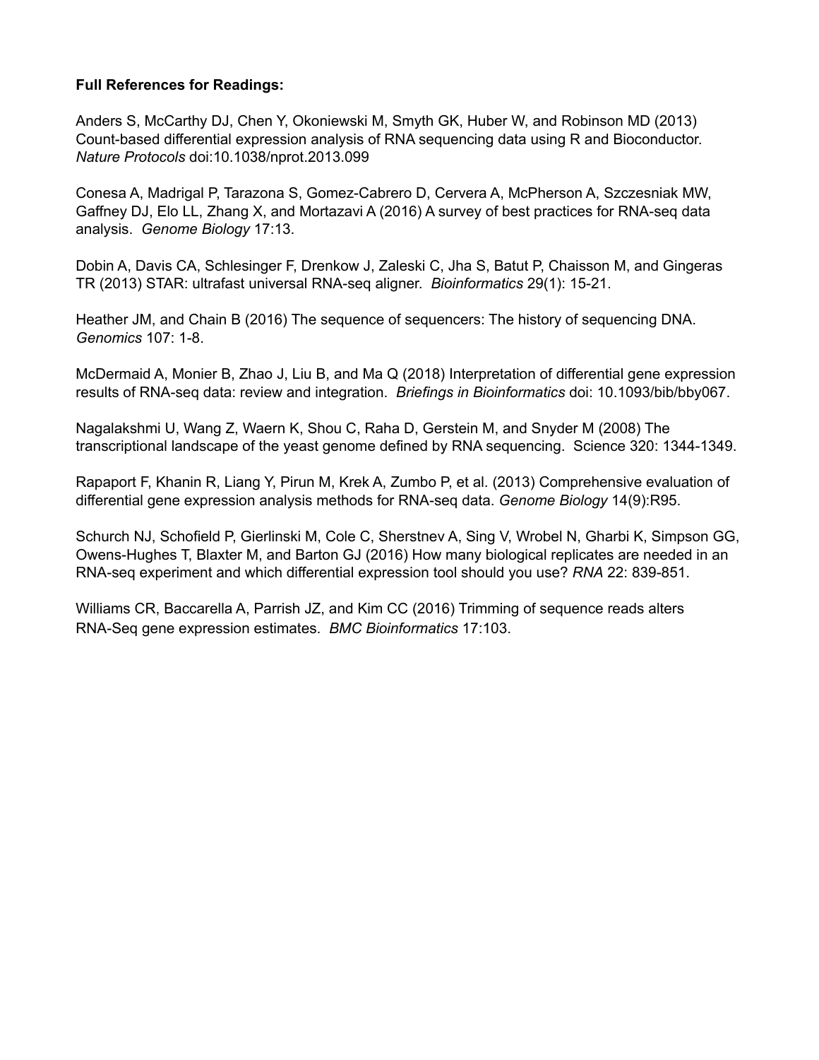**Full References for Readings:**

Anders S, McCarthy DJ, Chen Y, Okoniewski M, Smyth GK, Huber W, and Robinson MD (2013) Count-based differential expression analysis of RNA sequencing data using R and Bioconductor. *Nature Protocols* doi:10.1038/nprot.2013.099

Conesa A, Madrigal P, Tarazona S, Gomez-Cabrero D, Cervera A, McPherson A, Szczesniak MW, Gaffney DJ, Elo LL, Zhang X, and Mortazavi A (2016) A survey of best practices for RNA-seq data analysis. *Genome Biology* 17:13.

Dobin A, Davis CA, Schlesinger F, Drenkow J, Zaleski C, Jha S, Batut P, Chaisson M, and Gingeras TR (2013) STAR: ultrafast universal RNA-seq aligner. *Bioinformatics* 29(1): 15-21.

Heather JM, and Chain B (2016) The sequence of sequencers: The history of sequencing DNA. *Genomics* 107: 1-8.

McDermaid A, Monier B, Zhao J, Liu B, and Ma Q (2018) Interpretation of differential gene expression results of RNA-seq data: review and integration. *Briefings in Bioinformatics* doi: 10.1093/bib/bby067.

Nagalakshmi U, Wang Z, Waern K, Shou C, Raha D, Gerstein M, and Snyder M (2008) The transcriptional landscape of the yeast genome defined by RNA sequencing. Science 320: 1344-1349.

Rapaport F, Khanin R, Liang Y, Pirun M, Krek A, Zumbo P, et al. (2013) Comprehensive evaluation of differential gene expression analysis methods for RNA-seq data. *Genome Biology* 14(9):R95.

Schurch NJ, Schofield P, Gierlinski M, Cole C, Sherstnev A, Sing V, Wrobel N, Gharbi K, Simpson GG, Owens-Hughes T, Blaxter M, and Barton GJ (2016) How many biological replicates are needed in an RNA-seq experiment and which differential expression tool should you use? *RNA* 22: 839-851.

Williams CR, Baccarella A, Parrish JZ, and Kim CC (2016) Trimming of sequence reads alters RNA-Seq gene expression estimates. *BMC Bioinformatics* 17:103.